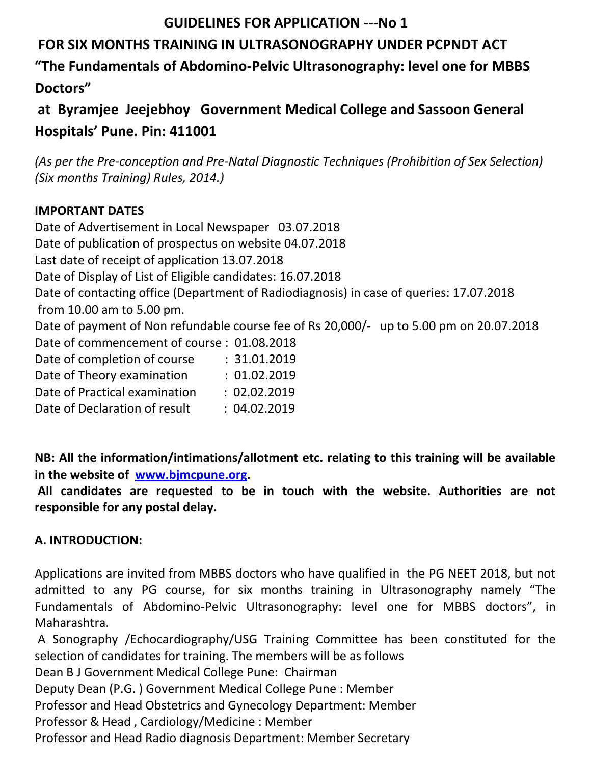# GUIDELINES FOR APPLICATION ---No 1

## FOR SIX MONTHS TRAINING IN ULTRASONOGRAPHY UNDER PCPNDT ACT

## "The Fundamentals of Abdomino-Pelvic Ultrasonography: level one for MBBS Doctors"

## at Byramjee Jeejebhoy Government Medical College and Sassoon General Hospitals' Pune. Pin: 411001

*(As per the Pre-conception and Pre-Natal Diagnostic Techniques (Prohibition of Sex Selection) (Six months Training) Rules, 2014.)*

**IMPORTANT DATES**

Date of Advertisement in Local Newspaper 03.07.2018
Date of publication of prospectus on website 04.07.2018
Last date of receipt of application 13.07.2018
Date of Display of List of Eligible candidates: 16.07.2018
Date of contacting office (Department of Radiodiagnosis) in case of queries: 17.07.2018 from 10.00 am to 5.00 pm.
Date of payment of Non refundable course fee of Rs 20,000/- up to 5.00 pm on 20.07.2018
Date of commencement of course : 01.08.2018
Date of completion of course : 31.01.2019
Date of Theory examination : 01.02.2019
Date of Practical examination : 02.02.2019
Date of Declaration of result : 04.02.2019

**NB: All the information/intimations/allotment etc. relating to this training will be available in the website of [www.bjmcpune.org](www.bjmcpune.org).**

**All candidates are requested to be in touch with the website. Authorities are not responsible for any postal delay.**

**A. INTRODUCTION:**

Applications are invited from MBBS doctors who have qualified in the PG NEET 2018, but not admitted to any PG course, for six months training in Ultrasonography namely "The Fundamentals of Abdomino-Pelvic Ultrasonography: level one for MBBS doctors", in Maharashtra.

A Sonography /Echocardiography/USG Training Committee has been constituted for the selection of candidates for training. The members will be as follows

Dean B J Government Medical College Pune: Chairman
Deputy Dean (P.G. ) Government Medical College Pune : Member
Professor and Head Obstetrics and Gynecology Department: Member
Professor & Head , Cardiology/Medicine : Member
Professor and Head Radio diagnosis Department: Member Secretary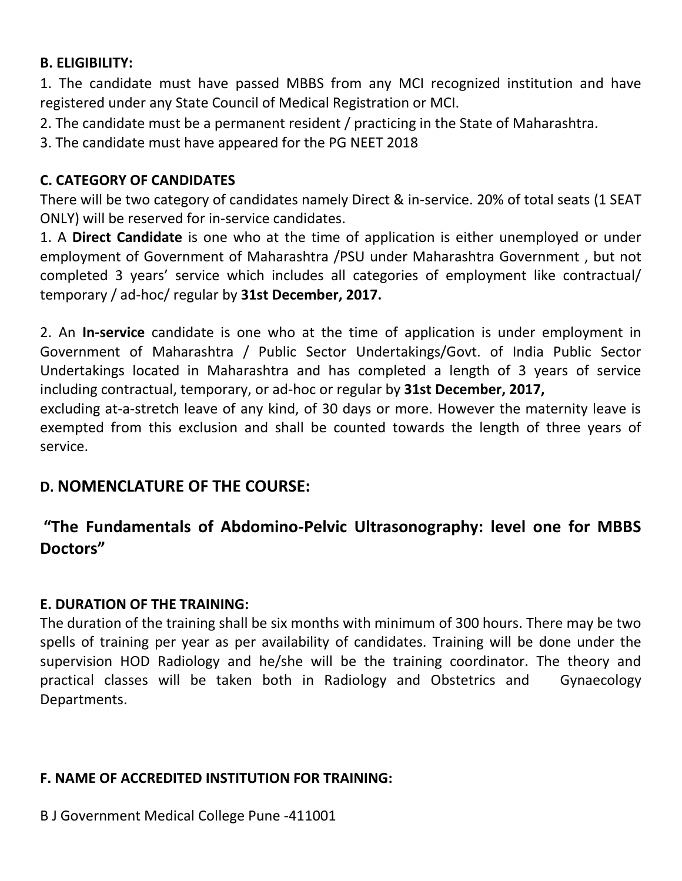**B. ELIGIBILITY:**

1. The candidate must have passed MBBS from any MCI recognized institution and have registered under any State Council of Medical Registration or MCI.
2. The candidate must be a permanent resident / practicing in the State of Maharashtra.
3. The candidate must have appeared for the PG NEET 2018

**C. CATEGORY OF CANDIDATES**

There will be two category of candidates namely Direct & in-service. 20% of total seats (1 SEAT ONLY) will be reserved for in-service candidates.

1. A **Direct Candidate** is one who at the time of application is either unemployed or under employment of Government of Maharashtra /PSU under Maharashtra Government , but not completed 3 years' service which includes all categories of employment like contractual/ temporary / ad-hoc/ regular by **31st December, 2017.**

2. An **In-service** candidate is one who at the time of application is under employment in Government of Maharashtra / Public Sector Undertakings/Govt. of India Public Sector Undertakings located in Maharashtra and has completed a length of 3 years of service including contractual, temporary, or ad-hoc or regular by **31st December, 2017,** excluding at-a-stretch leave of any kind, of 30 days or more. However the maternity leave is exempted from this exclusion and shall be counted towards the length of three years of service.

## D. NOMENCLATURE OF THE COURSE:

## "The Fundamentals of Abdomino-Pelvic Ultrasonography: level one for MBBS Doctors"

**E. DURATION OF THE TRAINING:**

The duration of the training shall be six months with minimum of 300 hours. There may be two spells of training per year as per availability of candidates. Training will be done under the supervision HOD Radiology and he/she will be the training coordinator. The theory and practical classes will be taken both in Radiology and Obstetrics and Gynaecology Departments.

**F. NAME OF ACCREDITED INSTITUTION FOR TRAINING:**

B J Government Medical College Pune -411001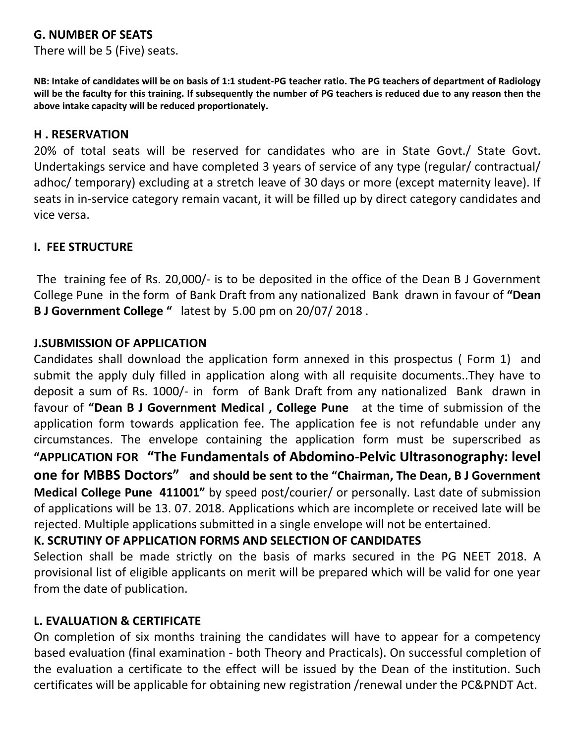## G. NUMBER OF SEATS

There will be 5 (Five) seats.

**NB: Intake of candidates will be on basis of 1:1 student-PG teacher ratio. The PG teachers of department of Radiology will be the faculty for this training. If subsequently the number of PG teachers is reduced due to any reason then the above intake capacity will be reduced proportionately.**

## H . RESERVATION

20% of total seats will be reserved for candidates who are in State Govt./ State Govt. Undertakings service and have completed 3 years of service of any type (regular/ contractual/ adhoc/ temporary) excluding at a stretch leave of 30 days or more (except maternity leave). If seats in in-service category remain vacant, it will be filled up by direct category candidates and vice versa.

## I. FEE STRUCTURE

The training fee of Rs. 20,000/- is to be deposited in the office of the Dean B J Government College Pune in the form of Bank Draft from any nationalized Bank drawn in favour of **"Dean B J Government College "** latest by 5.00 pm on 20/07/ 2018 .

## J.SUBMISSION OF APPLICATION

Candidates shall download the application form annexed in this prospectus ( Form 1) and submit the apply duly filled in application along with all requisite documents..They have to deposit a sum of Rs. 1000/- in form of Bank Draft from any nationalized Bank drawn in favour of **"Dean B J Government Medical , College Pune** at the time of submission of the application form towards application fee. The application fee is not refundable under any circumstances. The envelope containing the application form must be superscribed as **"APPLICATION FOR "The Fundamentals of Abdomino-Pelvic Ultrasonography: level one for MBBS Doctors" and should be sent to the "Chairman, The Dean, B J Government Medical College Pune 411001"** by speed post/courier/ or personally. Last date of submission of applications will be 13. 07. 2018. Applications which are incomplete or received late will be rejected. Multiple applications submitted in a single envelope will not be entertained.

## K. SCRUTINY OF APPLICATION FORMS AND SELECTION OF CANDIDATES

Selection shall be made strictly on the basis of marks secured in the PG NEET 2018. A provisional list of eligible applicants on merit will be prepared which will be valid for one year from the date of publication.

## L. EVALUATION & CERTIFICATE

On completion of six months training the candidates will have to appear for a competency based evaluation (final examination - both Theory and Practicals). On successful completion of the evaluation a certificate to the effect will be issued by the Dean of the institution. Such certificates will be applicable for obtaining new registration /renewal under the PC&PNDT Act.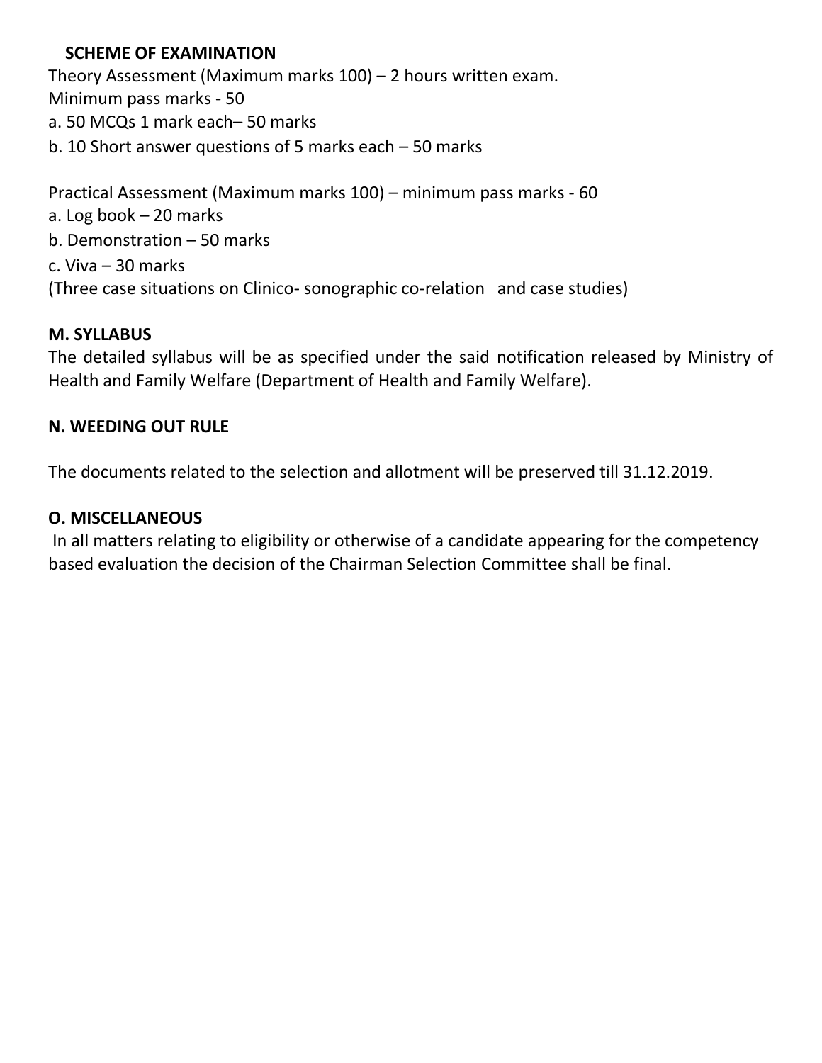## SCHEME OF EXAMINATION

Theory Assessment (Maximum marks 100) – 2 hours written exam.
Minimum pass marks - 50

a. 50 MCQs 1 mark each– 50 marks
b. 10 Short answer questions of 5 marks each – 50 marks

Practical Assessment (Maximum marks 100) – minimum pass marks - 60

a. Log book – 20 marks
b. Demonstration – 50 marks
c. Viva – 30 marks

(Three case situations on Clinico- sonographic co-relation and case studies)

## M. SYLLABUS

The detailed syllabus will be as specified under the said notification released by Ministry of Health and Family Welfare (Department of Health and Family Welfare).

## N. WEEDING OUT RULE

The documents related to the selection and allotment will be preserved till 31.12.2019.

## O. MISCELLANEOUS

In all matters relating to eligibility or otherwise of a candidate appearing for the competency based evaluation the decision of the Chairman Selection Committee shall be final.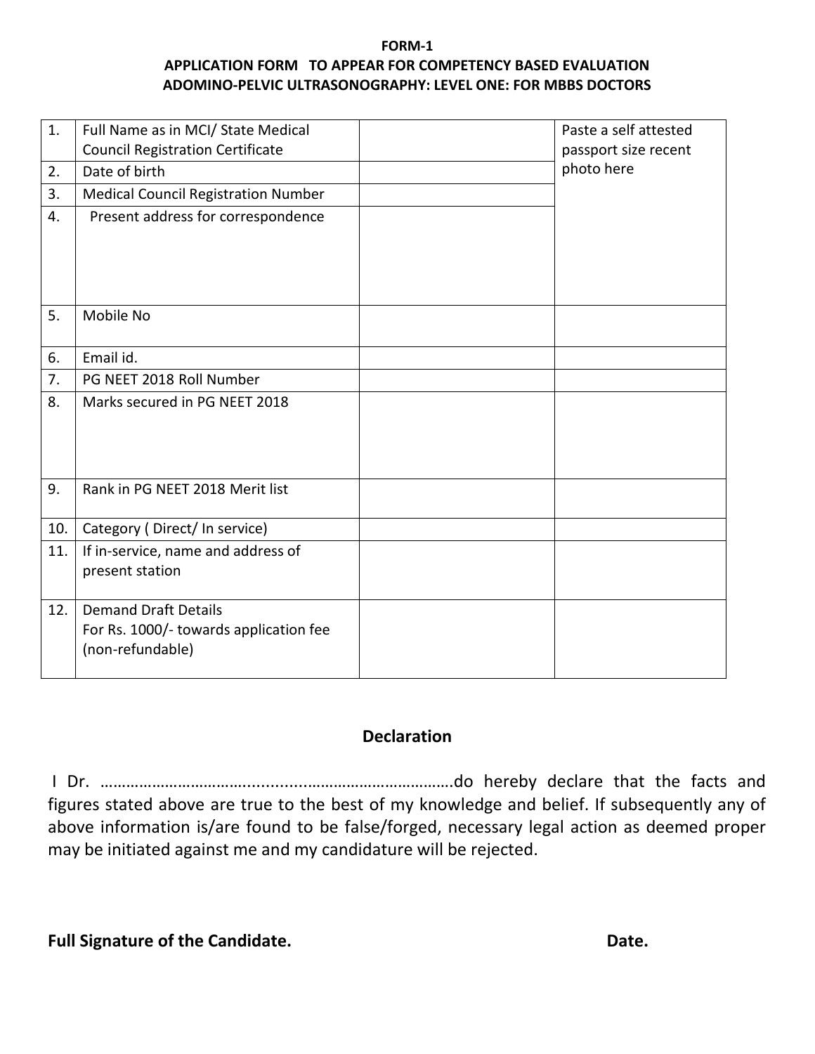**FORM-1**

**APPLICATION FORM TO APPEAR FOR COMPETENCY BASED EVALUATION**

**ADOMINO-PELVIC ULTRASONOGRAPHY: LEVEL ONE: FOR MBBS DOCTORS**

| | | | |
|---|---|---|---|
| 1. | Full Name as in MCI/ State Medical Council Registration Certificate | | Paste a self attested passport size recent photo here |
| 2. | Date of birth | | |
| 3. | Medical Council Registration Number | | |
| 4. | Present address for correspondence | | |
| 5. | Mobile No | | |
| 6. | Email id. | | |
| 7. | PG NEET 2018 Roll Number | | |
| 8. | Marks secured in PG NEET 2018 | | |
| 9. | Rank in PG NEET 2018 Merit list | | |
| 10. | Category ( Direct/ In service) | | |
| 11. | If in-service, name and address of present station | | |
| 12. | Demand Draft Details For Rs. 1000/- towards application fee (non-refundable) | | |

## Declaration

I Dr. ……………………………..........…………………………….do hereby declare that the facts and figures stated above are true to the best of my knowledge and belief. If subsequently any of above information is/are found to be false/forged, necessary legal action as deemed proper may be initiated against me and my candidature will be rejected.

**Full Signature of the Candidate.** **Date.**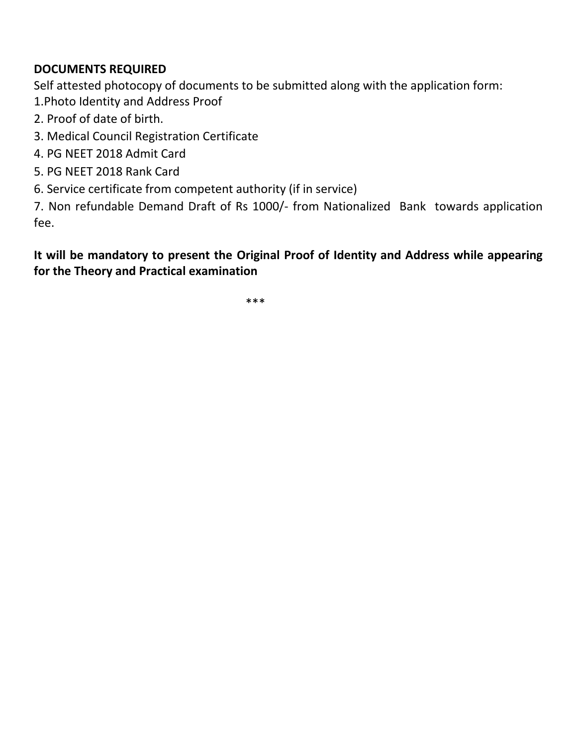**DOCUMENTS REQUIRED**

Self attested photocopy of documents to be submitted along with the application form:

1. Photo Identity and Address Proof
2. Proof of date of birth.
3. Medical Council Registration Certificate
4. PG NEET 2018 Admit Card
5. PG NEET 2018 Rank Card
6. Service certificate from competent authority (if in service)
7. Non refundable Demand Draft of Rs 1000/- from Nationalized Bank towards application fee.

**It will be mandatory to present the Original Proof of Identity and Address while appearing for the Theory and Practical examination**

***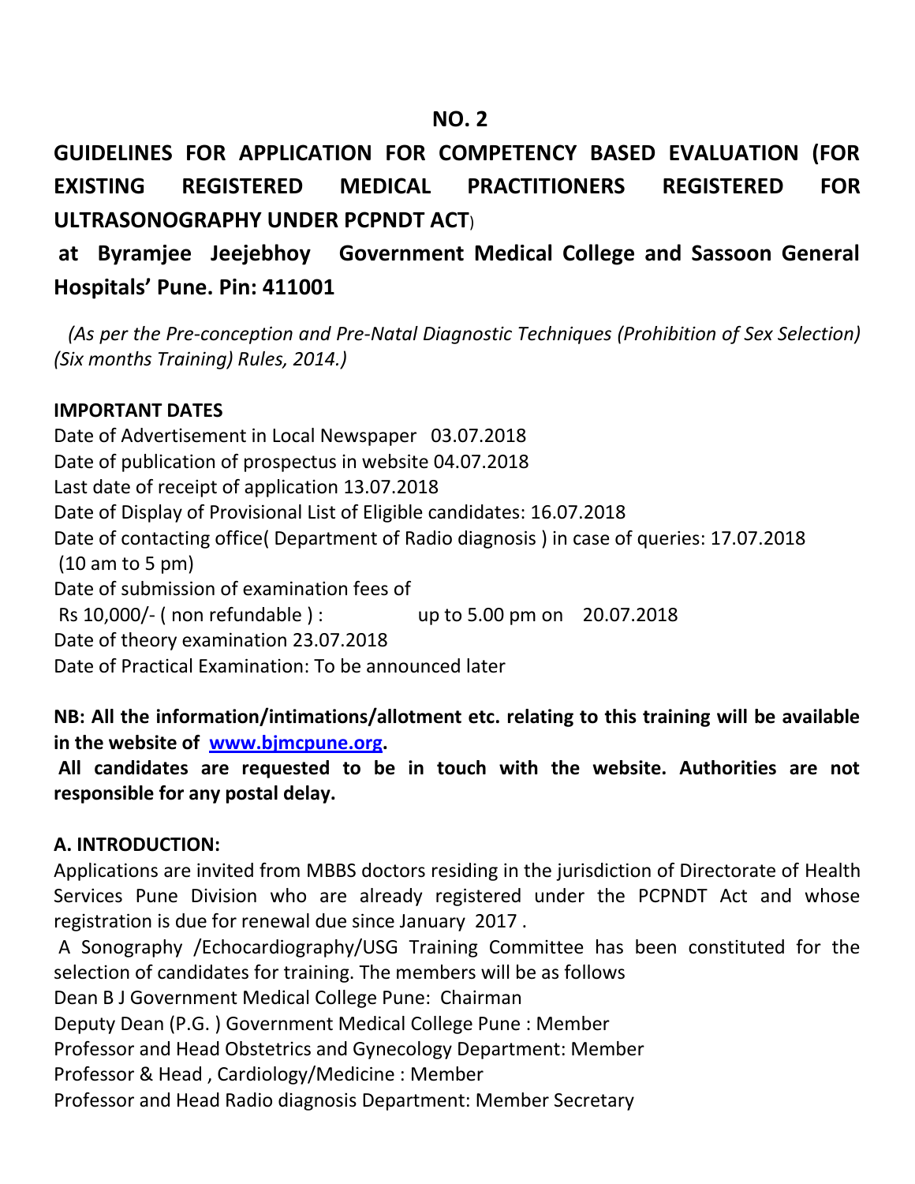**NO. 2**

# GUIDELINES FOR APPLICATION FOR COMPETENCY BASED EVALUATION (FOR EXISTING REGISTERED MEDICAL PRACTITIONERS REGISTERED FOR ULTRASONOGRAPHY UNDER PCPNDT ACT)

## at Byramjee Jeejebhoy Government Medical College and Sassoon General Hospitals' Pune. Pin: 411001

*(As per the Pre-conception and Pre-Natal Diagnostic Techniques (Prohibition of Sex Selection) (Six months Training) Rules, 2014.)*

**IMPORTANT DATES**

Date of Advertisement in Local Newspaper 03.07.2018
Date of publication of prospectus in website 04.07.2018
Last date of receipt of application 13.07.2018
Date of Display of Provisional List of Eligible candidates: 16.07.2018
Date of contacting office( Department of Radio diagnosis ) in case of queries: 17.07.2018 (10 am to 5 pm)
Date of submission of examination fees of Rs 10,000/- ( non refundable ) : up to 5.00 pm on 20.07.2018
Date of theory examination 23.07.2018
Date of Practical Examination: To be announced later

**NB: All the information/intimations/allotment etc. relating to this training will be available in the website of [www.bjmcpune.org](www.bjmcpune.org).**

**All candidates are requested to be in touch with the website. Authorities are not responsible for any postal delay.**

**A. INTRODUCTION:**

Applications are invited from MBBS doctors residing in the jurisdiction of Directorate of Health Services Pune Division who are already registered under the PCPNDT Act and whose registration is due for renewal due since January 2017 .

A Sonography /Echocardiography/USG Training Committee has been constituted for the selection of candidates for training. The members will be as follows

Dean B J Government Medical College Pune: Chairman
Deputy Dean (P.G. ) Government Medical College Pune : Member
Professor and Head Obstetrics and Gynecology Department: Member
Professor & Head , Cardiology/Medicine : Member
Professor and Head Radio diagnosis Department: Member Secretary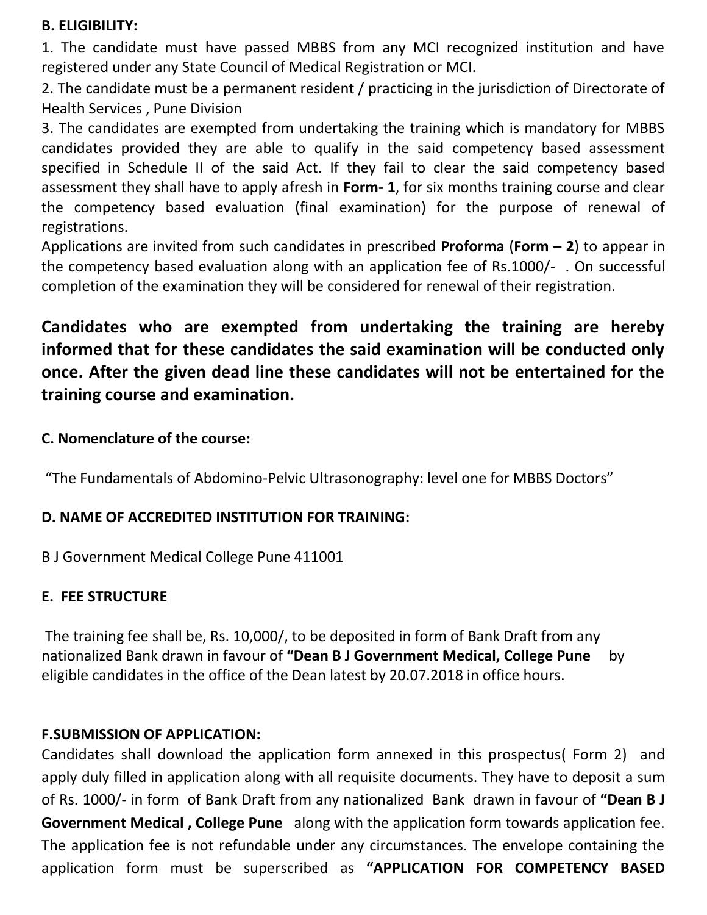**B. ELIGIBILITY:**

1. The candidate must have passed MBBS from any MCI recognized institution and have registered under any State Council of Medical Registration or MCI.
2. The candidate must be a permanent resident / practicing in the jurisdiction of Directorate of Health Services , Pune Division
3. The candidates are exempted from undertaking the training which is mandatory for MBBS candidates provided they are able to qualify in the said competency based assessment specified in Schedule II of the said Act. If they fail to clear the said competency based assessment they shall have to apply afresh in **Form- 1**, for six months training course and clear the competency based evaluation (final examination) for the purpose of renewal of registrations.

Applications are invited from such candidates in prescribed **Proforma** (**Form – 2**) to appear in the competency based evaluation along with an application fee of Rs.1000/- . On successful completion of the examination they will be considered for renewal of their registration.

**Candidates who are exempted from undertaking the training are hereby informed that for these candidates the said examination will be conducted only once. After the given dead line these candidates will not be entertained for the training course and examination.**

**C. Nomenclature of the course:**

"The Fundamentals of Abdomino-Pelvic Ultrasonography: level one for MBBS Doctors"

**D. NAME OF ACCREDITED INSTITUTION FOR TRAINING:**

B J Government Medical College Pune 411001

**E. FEE STRUCTURE**

The training fee shall be, Rs. 10,000/, to be deposited in form of Bank Draft from any nationalized Bank drawn in favour of **"Dean B J Government Medical, College Pune** by eligible candidates in the office of the Dean latest by 20.07.2018 in office hours.

**F.SUBMISSION OF APPLICATION:**

Candidates shall download the application form annexed in this prospectus( Form 2) and apply duly filled in application along with all requisite documents. They have to deposit a sum of Rs. 1000/- in form of Bank Draft from any nationalized Bank drawn in favour of **"Dean B J Government Medical , College Pune** along with the application form towards application fee. The application fee is not refundable under any circumstances. The envelope containing the application form must be superscribed as **"APPLICATION FOR COMPETENCY BASED**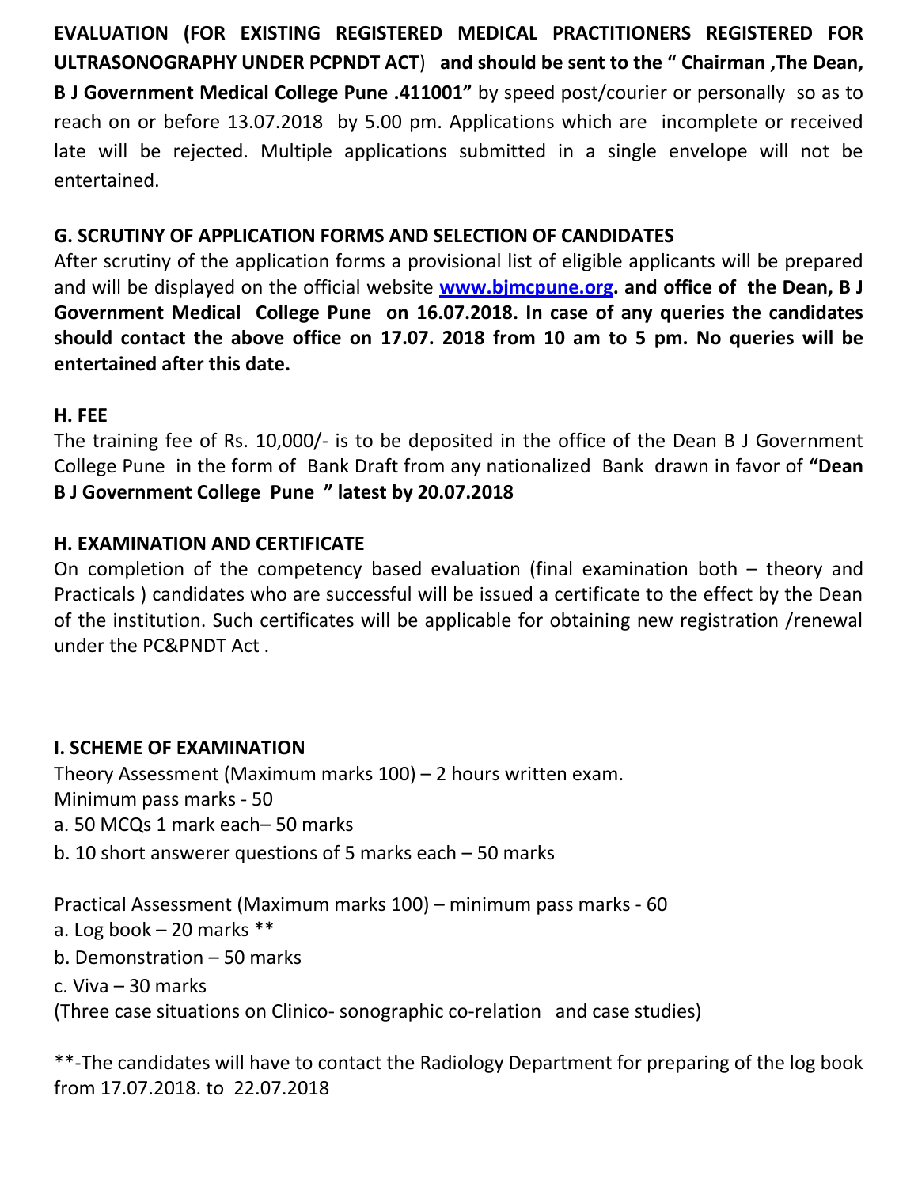**EVALUATION (FOR EXISTING REGISTERED MEDICAL PRACTITIONERS REGISTERED FOR ULTRASONOGRAPHY UNDER PCPNDT ACT**) **and should be sent to the " Chairman ,The Dean, B J Government Medical College Pune .411001"** by speed post/courier or personally so as to reach on or before 13.07.2018 by 5.00 pm. Applications which are incomplete or received late will be rejected. Multiple applications submitted in a single envelope will not be entertained.

## G. SCRUTINY OF APPLICATION FORMS AND SELECTION OF CANDIDATES

After scrutiny of the application forms a provisional list of eligible applicants will be prepared and will be displayed on the official website **www.bjmcpune.org. and office of the Dean, B J Government Medical College Pune on 16.07.2018. In case of any queries the candidates should contact the above office on 17.07. 2018 from 10 am to 5 pm. No queries will be entertained after this date.**

## H. FEE

The training fee of Rs. 10,000/- is to be deposited in the office of the Dean B J Government College Pune in the form of Bank Draft from any nationalized Bank drawn in favor of **"Dean B J Government College Pune " latest by 20.07.2018**

## H. EXAMINATION AND CERTIFICATE

On completion of the competency based evaluation (final examination both – theory and Practicals ) candidates who are successful will be issued a certificate to the effect by the Dean of the institution. Such certificates will be applicable for obtaining new registration /renewal under the PC&PNDT Act .

## I. SCHEME OF EXAMINATION

Theory Assessment (Maximum marks 100) – 2 hours written exam.
Minimum pass marks - 50

a. 50 MCQs 1 mark each– 50 marks
b. 10 short answerer questions of 5 marks each – 50 marks

Practical Assessment (Maximum marks 100) – minimum pass marks - 60

a. Log book – 20 marks **
b. Demonstration – 50 marks
c. Viva – 30 marks

(Three case situations on Clinico- sonographic co-relation and case studies)

**-The candidates will have to contact the Radiology Department for preparing of the log book from 17.07.2018. to 22.07.2018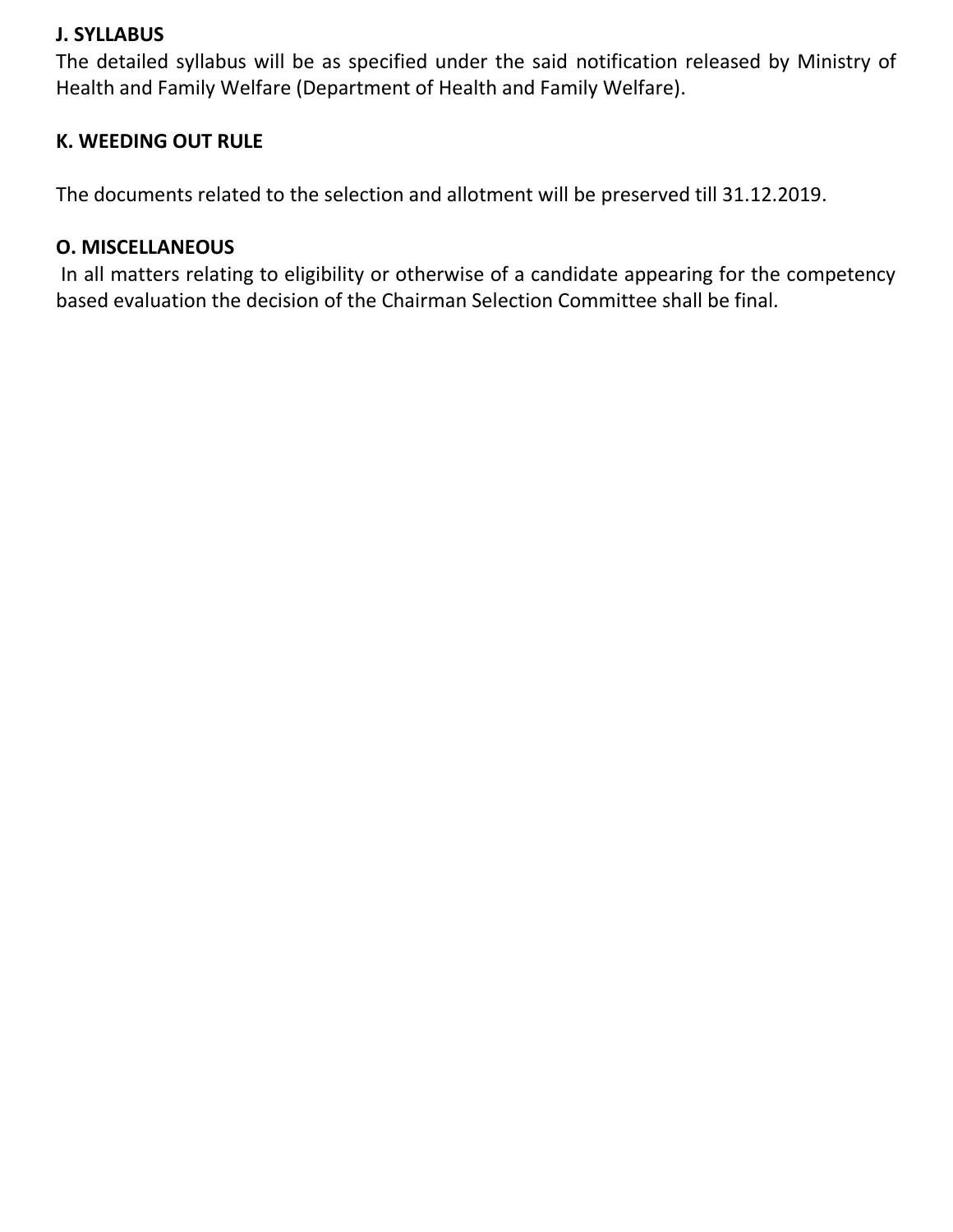## J. SYLLABUS

The detailed syllabus will be as specified under the said notification released by Ministry of Health and Family Welfare (Department of Health and Family Welfare).

## K. WEEDING OUT RULE

The documents related to the selection and allotment will be preserved till 31.12.2019.

## O. MISCELLANEOUS

In all matters relating to eligibility or otherwise of a candidate appearing for the competency based evaluation the decision of the Chairman Selection Committee shall be final.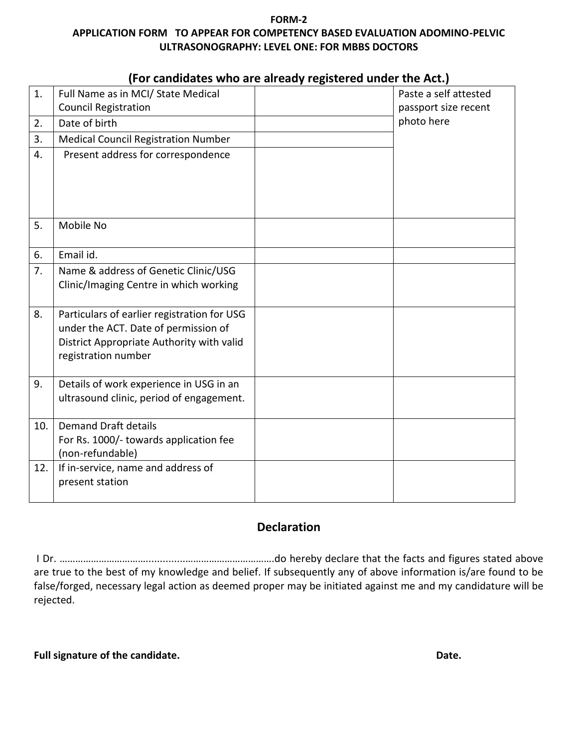**FORM-2**

**APPLICATION FORM TO APPEAR FOR COMPETENCY BASED EVALUATION ADOMINO-PELVIC ULTRASONOGRAPHY: LEVEL ONE: FOR MBBS DOCTORS**

## (For candidates who are already registered under the Act.)

| | | | |
|---|---|---|---|
| 1. | Full Name as in MCI/ State Medical Council Registration | | Paste a self attested passport size recent photo here |
| 2. | Date of birth | | |
| 3. | Medical Council Registration Number | | |
| 4. | Present address for correspondence | | |
| 5. | Mobile No | | |
| 6. | Email id. | | |
| 7. | Name & address of Genetic Clinic/USG Clinic/Imaging Centre in which working | | |
| 8. | Particulars of earlier registration for USG under the ACT. Date of permission of District Appropriate Authority with valid registration number | | |
| 9. | Details of work experience in USG in an ultrasound clinic, period of engagement. | | |
| 10. | Demand Draft details<br>For Rs. 1000/- towards application fee (non-refundable) | | |
| 12. | If in-service, name and address of present station | | |

## Declaration

I Dr. ……………………………..........................................do hereby declare that the facts and figures stated above are true to the best of my knowledge and belief. If subsequently any of above information is/are found to be false/forged, necessary legal action as deemed proper may be initiated against me and my candidature will be rejected.

**Full signature of the candidate.** **Date.**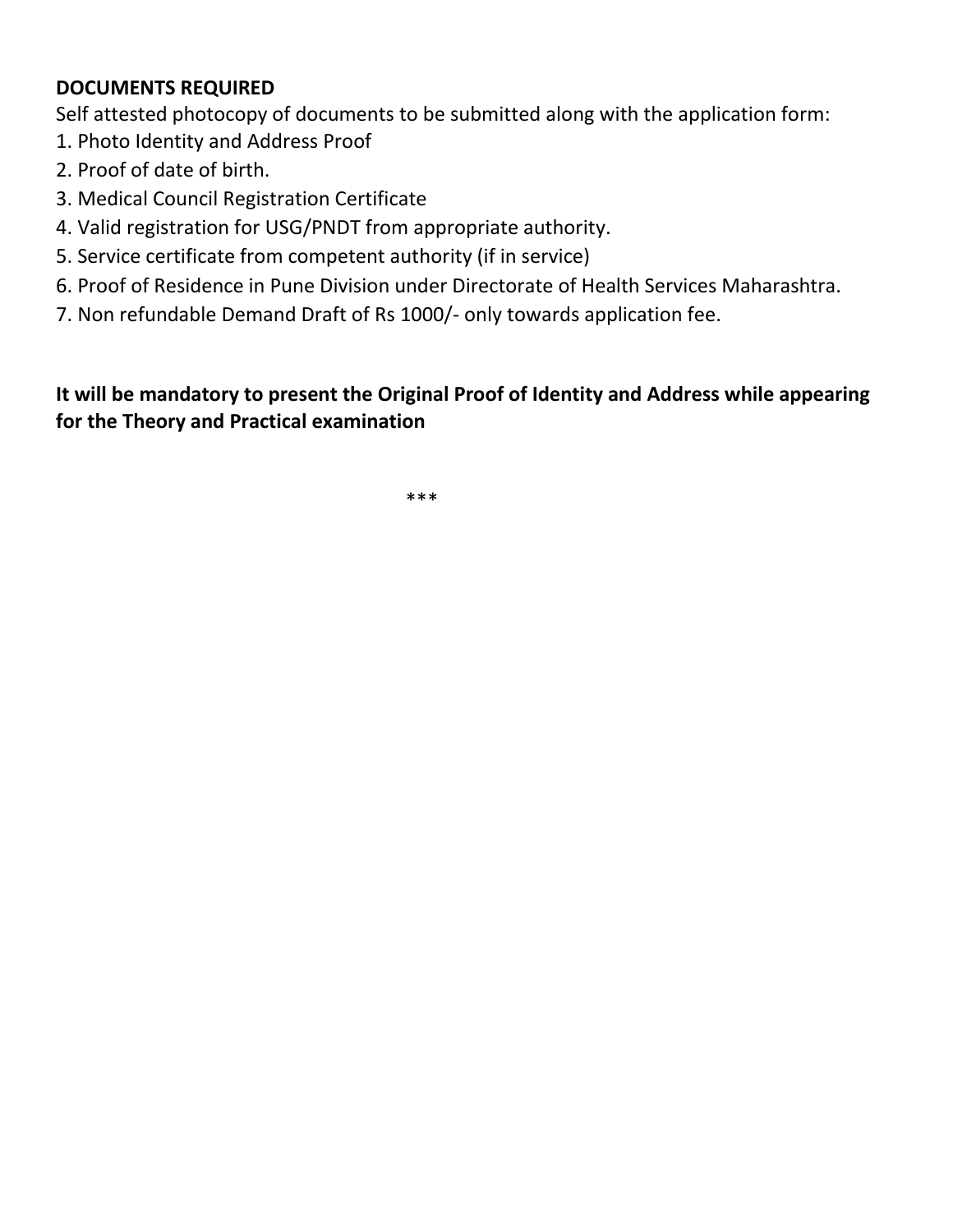**DOCUMENTS REQUIRED**

Self attested photocopy of documents to be submitted along with the application form:

1. Photo Identity and Address Proof
2. Proof of date of birth.
3. Medical Council Registration Certificate
4. Valid registration for USG/PNDT from appropriate authority.
5. Service certificate from competent authority (if in service)
6. Proof of Residence in Pune Division under Directorate of Health Services Maharashtra.
7. Non refundable Demand Draft of Rs 1000/- only towards application fee.

**It will be mandatory to present the Original Proof of Identity and Address while appearing for the Theory and Practical examination**

***